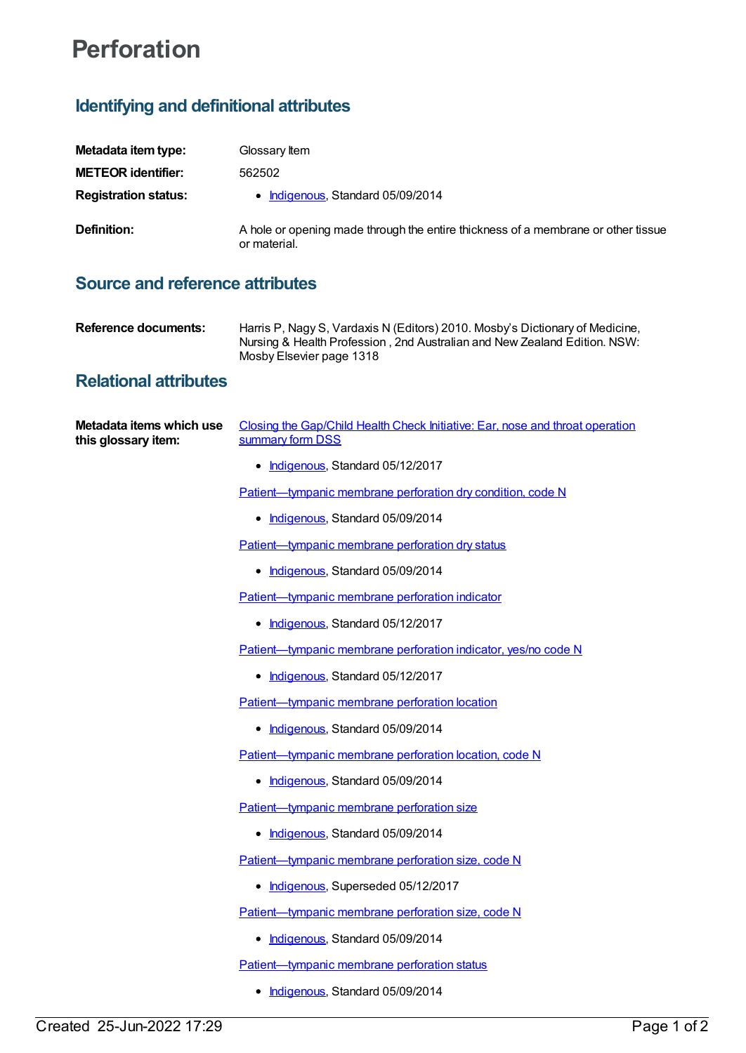# Perforation

## Identifying and definitional attributes

**Metadata item type:** Glossary Item

**METEOR identifier:** 562502

**Registration status:**

- Indigenous, Standard 05/09/2014

**Definition:** A hole or opening made through the entire thickness of a membrane or other tissue or material.

## Source and reference attributes

**Reference documents:** Harris P, Nagy S, Vardaxis N (Editors) 2010. Mosby's Dictionary of Medicine, Nursing & Health Profession , 2nd Australian and New Zealand Edition. NSW: Mosby Elsevier page 1318

## Relational attributes

**Metadata items which use this glossary item:**

Closing the Gap/Child Health Check Initiative: Ear, nose and throat operation summary form DSS

- Indigenous, Standard 05/12/2017

Patient—tympanic membrane perforation dry condition, code N

- Indigenous, Standard 05/09/2014

Patient—tympanic membrane perforation dry status

- Indigenous, Standard 05/09/2014

Patient—tympanic membrane perforation indicator

- Indigenous, Standard 05/12/2017

Patient—tympanic membrane perforation indicator, yes/no code N

- Indigenous, Standard 05/12/2017

Patient—tympanic membrane perforation location

- Indigenous, Standard 05/09/2014

Patient—tympanic membrane perforation location, code N

- Indigenous, Standard 05/09/2014

Patient—tympanic membrane perforation size

- Indigenous, Standard 05/09/2014

Patient—tympanic membrane perforation size, code N

- Indigenous, Superseded 05/12/2017

Patient—tympanic membrane perforation size, code N

- Indigenous, Standard 05/09/2014

Patient—tympanic membrane perforation status

- Indigenous, Standard 05/09/2014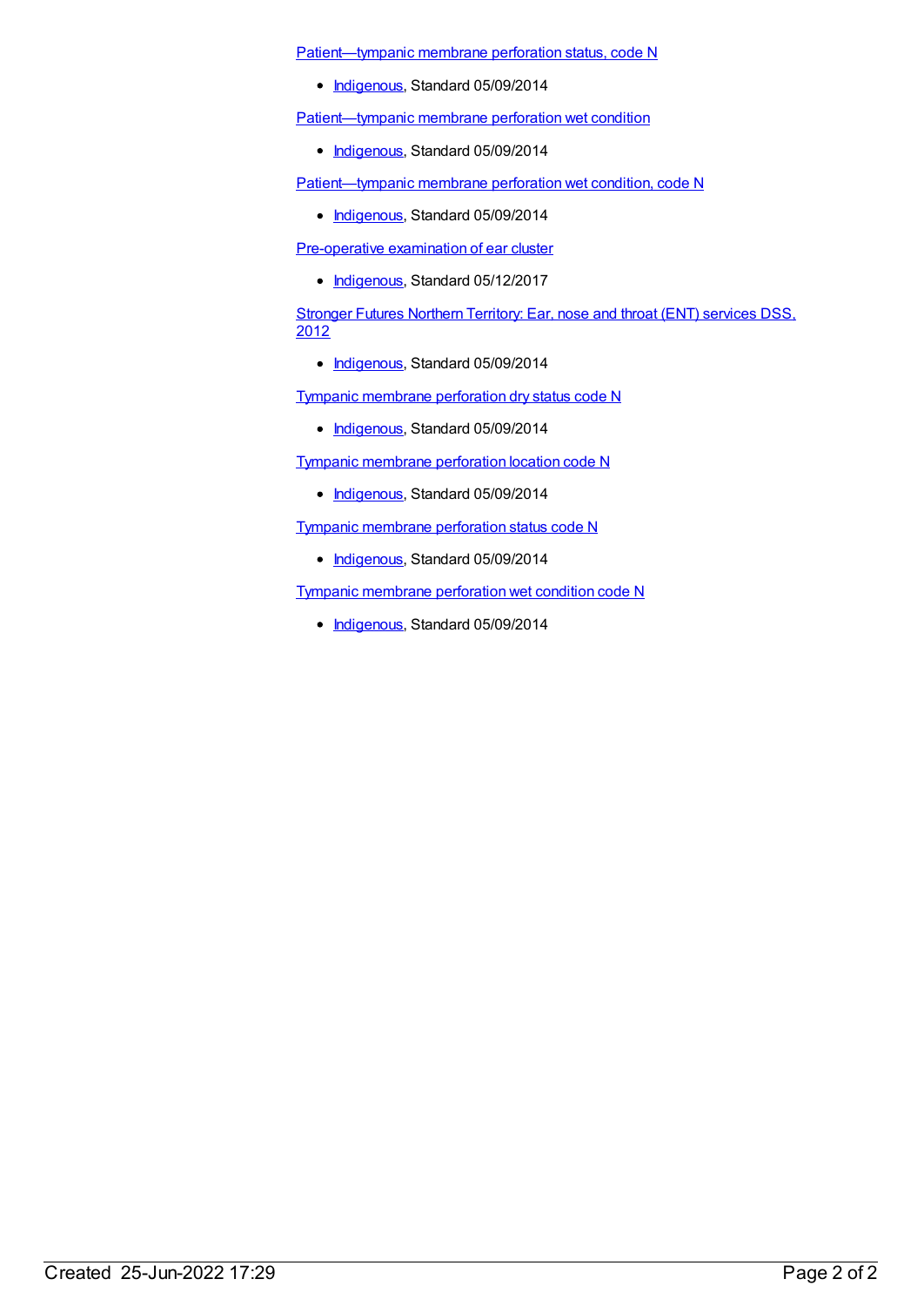Patient—tympanic membrane perforation status, code N

- Indigenous, Standard 05/09/2014

Patient—tympanic membrane perforation wet condition

- Indigenous, Standard 05/09/2014

Patient—tympanic membrane perforation wet condition, code N

- Indigenous, Standard 05/09/2014

Pre-operative examination of ear cluster

- Indigenous, Standard 05/12/2017

Stronger Futures Northern Territory: Ear, nose and throat (ENT) services DSS, 2012

- Indigenous, Standard 05/09/2014

Tympanic membrane perforation dry status code N

- Indigenous, Standard 05/09/2014

Tympanic membrane perforation location code N

- Indigenous, Standard 05/09/2014

Tympanic membrane perforation status code N

- Indigenous, Standard 05/09/2014

Tympanic membrane perforation wet condition code N

- Indigenous, Standard 05/09/2014